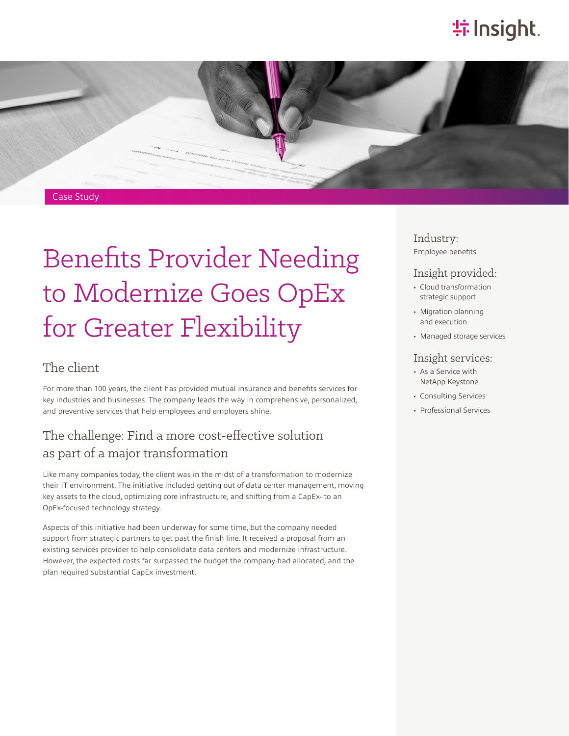Case Study

# Benefits Provider Needing to Modernize Goes OpEx for Greater Flexibility

## The client

For more than 100 years, the client has provided mutual insurance and benefits services for key industries and businesses. The company leads the way in comprehensive, personalized, and preventive services that help employees and employers shine.

## The challenge: Find a more cost-effective solution as part of a major transformation

Like many companies today, the client was in the midst of a transformation to modernize their IT environment. The initiative included getting out of data center management, moving key assets to the cloud, optimizing core infrastructure, and shifting from a CapEx- to an OpEx-focused technology strategy.

Aspects of this initiative had been underway for some time, but the company needed support from strategic partners to get past the finish line. It received a proposal from an existing services provider to help consolidate data centers and modernize infrastructure. However, the expected costs far surpassed the budget the company had allocated, and the plan required substantial CapEx investment.

### Industry:

Employee benefits

### Insight provided:

- Cloud transformation strategic support
- Migration planning and execution
- Managed storage services

### Insight services:

- As a Service with NetApp Keystone
- Consulting Services
- Professional Services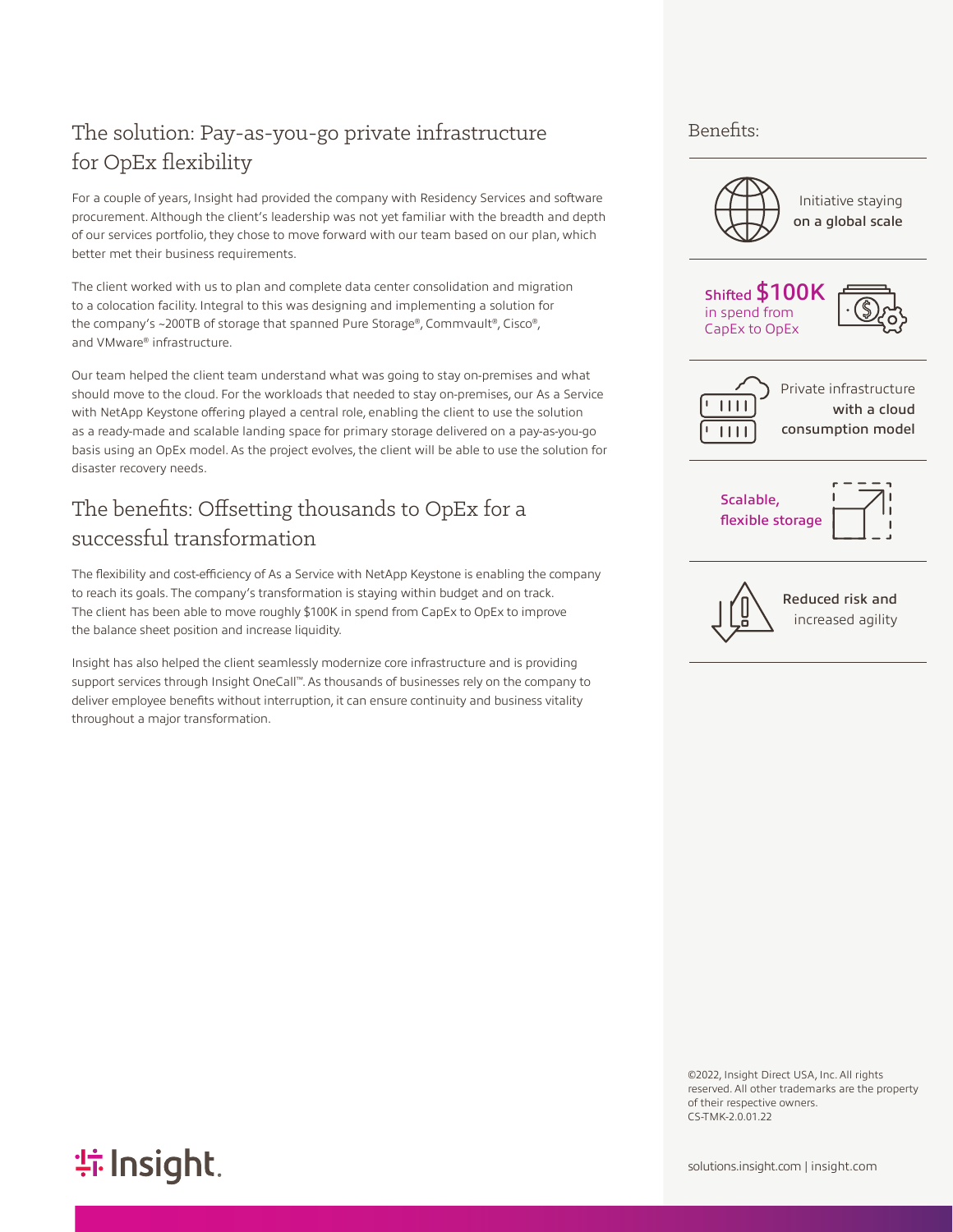## The solution: Pay-as-you-go private infrastructure for OpEx flexibility

For a couple of years, Insight had provided the company with Residency Services and software procurement. Although the client's leadership was not yet familiar with the breadth and depth of our services portfolio, they chose to move forward with our team based on our plan, which better met their business requirements.

The client worked with us to plan and complete data center consolidation and migration to a colocation facility. Integral to this was designing and implementing a solution for the company's ~200TB of storage that spanned Pure Storage®, Commvault®, Cisco®, and VMware® infrastructure.

Our team helped the client team understand what was going to stay on-premises and what should move to the cloud. For the workloads that needed to stay on-premises, our As a Service with NetApp Keystone offering played a central role, enabling the client to use the solution as a ready-made and scalable landing space for primary storage delivered on a pay-as-you-go basis using an OpEx model. As the project evolves, the client will be able to use the solution for disaster recovery needs.

## The benefits: Offsetting thousands to OpEx for a successful transformation

The flexibility and cost-efficiency of As a Service with NetApp Keystone is enabling the company to reach its goals. The company's transformation is staying within budget and on track. The client has been able to move roughly $100K in spend from CapEx to OpEx to improve the balance sheet position and increase liquidity.

Insight has also helped the client seamlessly modernize core infrastructure and is providing support services through Insight OneCall™. As thousands of businesses rely on the company to deliver employee benefits without interruption, it can ensure continuity and business vitality throughout a major transformation.

### Benefits:

- Initiative staying **on a global scale**
- **Shifted $100K** in spend from CapEx to OpEx
- Private infrastructure **with a cloud consumption model**
- **Scalable, flexible storage**
- **Reduced risk and** increased agility

©2022, Insight Direct USA, Inc. All rights reserved. All other trademarks are the property of their respective owners.
CS-TMK-2.0.01.22

Insight.

solutions.insight.com | insight.com